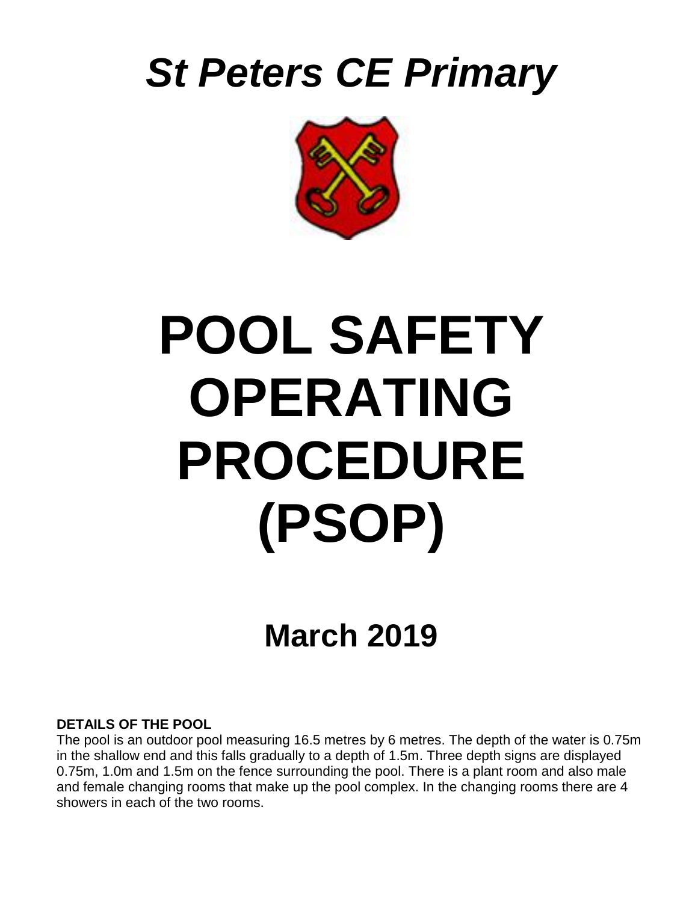# *St Peters CE Primary*

# POOL SAFETY OPERATING PROCEDURE (PSOP)

## March 2019

**DETAILS OF THE POOL**

The pool is an outdoor pool measuring 16.5 metres by 6 metres. The depth of the water is 0.75m in the shallow end and this falls gradually to a depth of 1.5m. Three depth signs are displayed 0.75m, 1.0m and 1.5m on the fence surrounding the pool. There is a plant room and also male and female changing rooms that make up the pool complex. In the changing rooms there are 4 showers in each of the two rooms.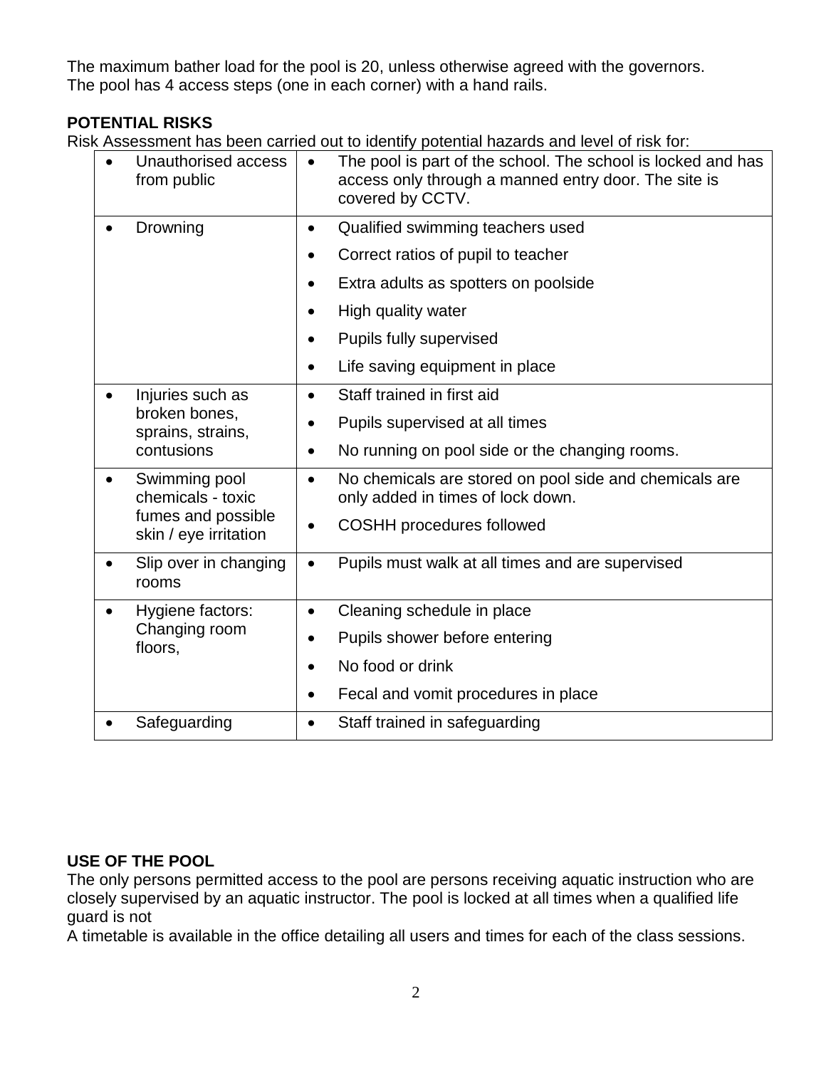The maximum bather load for the pool is 20, unless otherwise agreed with the governors.
The pool has 4 access steps (one in each corner) with a hand rails.

**POTENTIAL RISKS**

Risk Assessment has been carried out to identify potential hazards and level of risk for:

| | |
|---|---|
| • Unauthorised access from public | • The pool is part of the school. The school is locked and has access only through a manned entry door. The site is covered by CCTV. |
| • Drowning | • Qualified swimming teachers used<br>• Correct ratios of pupil to teacher<br>• Extra adults as spotters on poolside<br>• High quality water<br>• Pupils fully supervised<br>• Life saving equipment in place |
| • Injuries such as broken bones, sprains, strains, contusions | • Staff trained in first aid<br>• Pupils supervised at all times<br>• No running on pool side or the changing rooms. |
| • Swimming pool chemicals - toxic fumes and possible skin / eye irritation | • No chemicals are stored on pool side and chemicals are only added in times of lock down.<br>• COSHH procedures followed |
| • Slip over in changing rooms | • Pupils must walk at all times and are supervised |
| • Hygiene factors: Changing room floors, | • Cleaning schedule in place<br>• Pupils shower before entering<br>• No food or drink<br>• Fecal and vomit procedures in place |
| • Safeguarding | • Staff trained in safeguarding |

**USE OF THE POOL**

The only persons permitted access to the pool are persons receiving aquatic instruction who are closely supervised by an aquatic instructor. The pool is locked at all times when a qualified life guard is not

A timetable is available in the office detailing all users and times for each of the class sessions.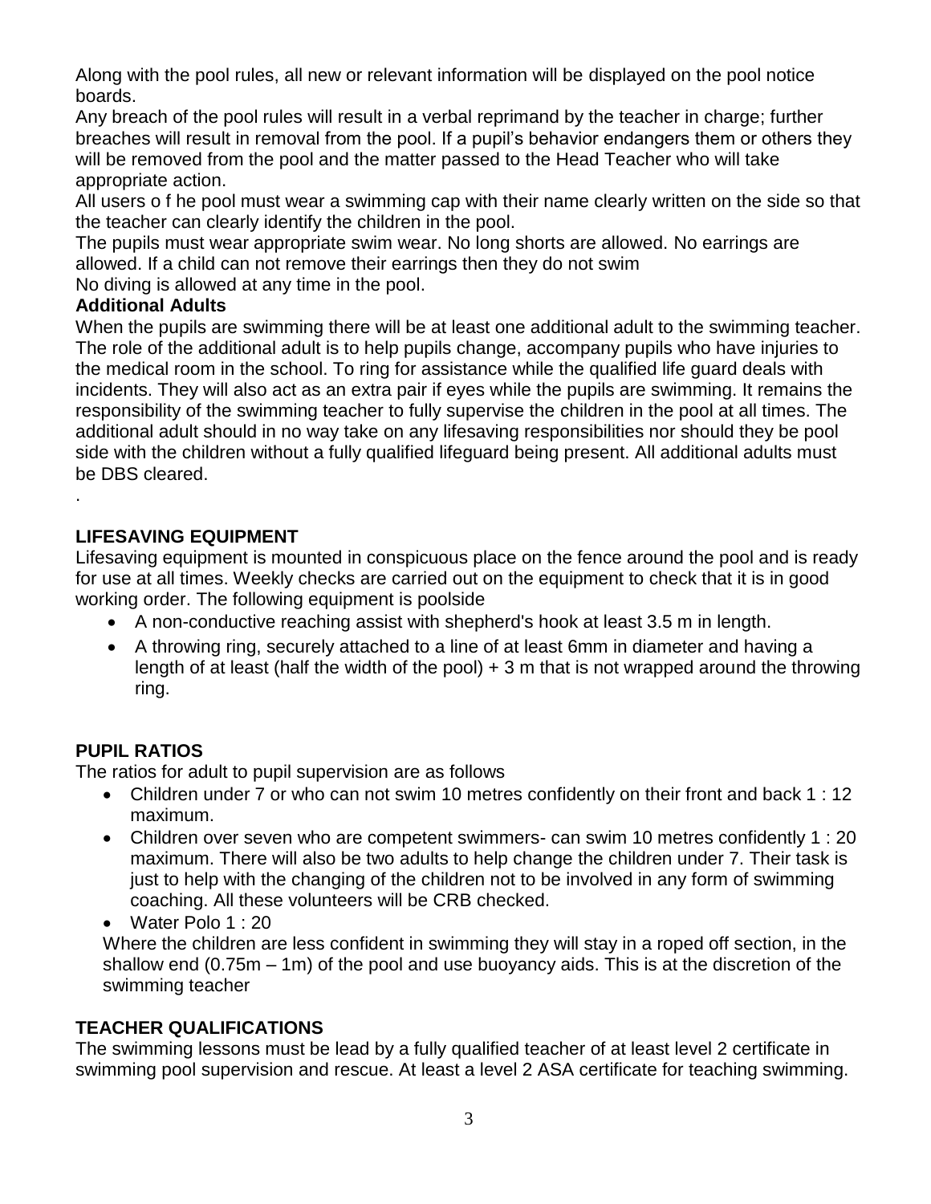Along with the pool rules, all new or relevant information will be displayed on the pool notice boards.

Any breach of the pool rules will result in a verbal reprimand by the teacher in charge; further breaches will result in removal from the pool. If a pupil's behavior endangers them or others they will be removed from the pool and the matter passed to the Head Teacher who will take appropriate action.

All users o f he pool must wear a swimming cap with their name clearly written on the side so that the teacher can clearly identify the children in the pool.

The pupils must wear appropriate swim wear. No long shorts are allowed. No earrings are allowed. If a child can not remove their earrings then they do not swim

No diving is allowed at any time in the pool.

**Additional Adults**

When the pupils are swimming there will be at least one additional adult to the swimming teacher. The role of the additional adult is to help pupils change, accompany pupils who have injuries to the medical room in the school. To ring for assistance while the qualified life guard deals with incidents. They will also act as an extra pair if eyes while the pupils are swimming. It remains the responsibility of the swimming teacher to fully supervise the children in the pool at all times. The additional adult should in no way take on any lifesaving responsibilities nor should they be pool side with the children without a fully qualified lifeguard being present. All additional adults must be DBS cleared.

.

## LIFESAVING EQUIPMENT

Lifesaving equipment is mounted in conspicuous place on the fence around the pool and is ready for use at all times. Weekly checks are carried out on the equipment to check that it is in good working order. The following equipment is poolside

- A non-conductive reaching assist with shepherd's hook at least 3.5 m in length.
- A throwing ring, securely attached to a line of at least 6mm in diameter and having a length of at least (half the width of the pool) + 3 m that is not wrapped around the throwing ring.

## PUPIL RATIOS

The ratios for adult to pupil supervision are as follows

- Children under 7 or who can not swim 10 metres confidently on their front and back 1 : 12 maximum.
- Children over seven who are competent swimmers- can swim 10 metres confidently 1 : 20 maximum. There will also be two adults to help change the children under 7. Their task is just to help with the changing of the children not to be involved in any form of swimming coaching. All these volunteers will be CRB checked.
- Water Polo 1 : 20

Where the children are less confident in swimming they will stay in a roped off section, in the shallow end (0.75m – 1m) of the pool and use buoyancy aids. This is at the discretion of the swimming teacher

## TEACHER QUALIFICATIONS

The swimming lessons must be lead by a fully qualified teacher of at least level 2 certificate in swimming pool supervision and rescue. At least a level 2 ASA certificate for teaching swimming.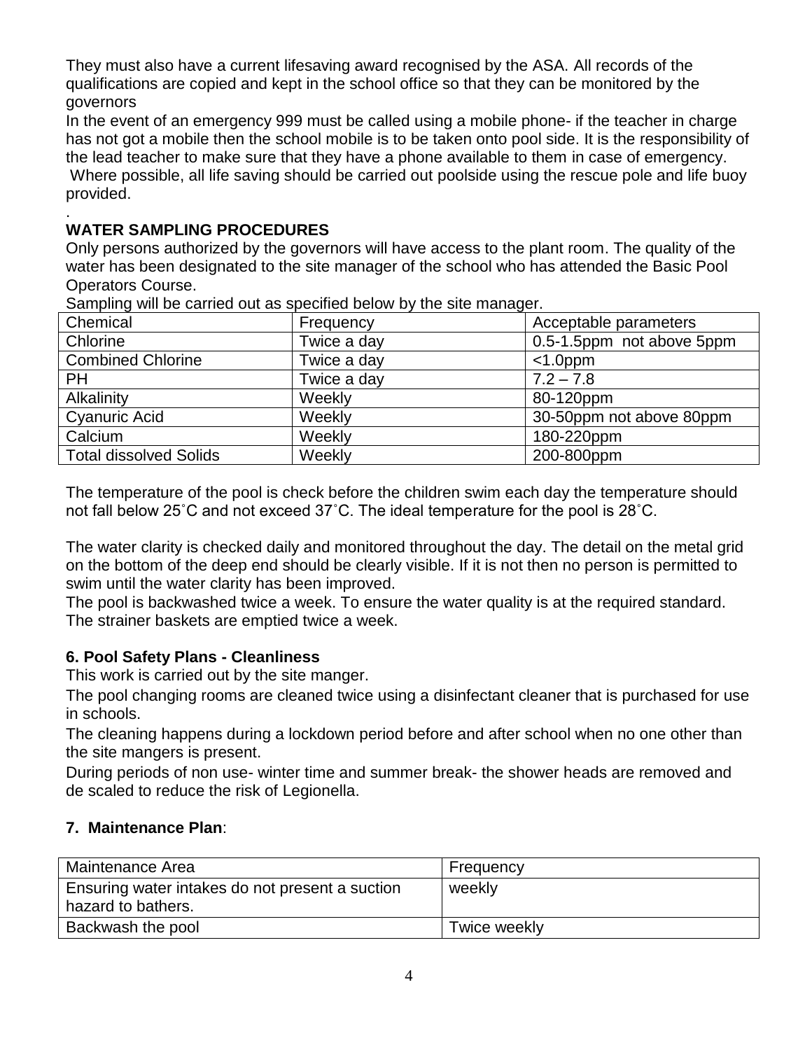They must also have a current lifesaving award recognised by the ASA. All records of the qualifications are copied and kept in the school office so that they can be monitored by the governors

In the event of an emergency 999 must be called using a mobile phone- if the teacher in charge has not got a mobile then the school mobile is to be taken onto pool side. It is the responsibility of the lead teacher to make sure that they have a phone available to them in case of emergency.

Where possible, all life saving should be carried out poolside using the rescue pole and life buoy provided.

.

**WATER SAMPLING PROCEDURES**

Only persons authorized by the governors will have access to the plant room. The quality of the water has been designated to the site manager of the school who has attended the Basic Pool Operators Course.

Sampling will be carried out as specified below by the site manager.

| Chemical | Frequency | Acceptable parameters |
|---|---|---|
| Chlorine | Twice a day | 0.5-1.5ppm not above 5ppm |
| Combined Chlorine | Twice a day | <1.0ppm |
| PH | Twice a day | 7.2 – 7.8 |
| Alkalinity | Weekly | 80-120ppm |
| Cyanuric Acid | Weekly | 30-50ppm not above 80ppm |
| Calcium | Weekly | 180-220ppm |
| Total dissolved Solids | Weekly | 200-800ppm |

The temperature of the pool is check before the children swim each day the temperature should not fall below 25˚C and not exceed 37˚C. The ideal temperature for the pool is 28˚C.

The water clarity is checked daily and monitored throughout the day. The detail on the metal grid on the bottom of the deep end should be clearly visible. If it is not then no person is permitted to swim until the water clarity has been improved.

The pool is backwashed twice a week. To ensure the water quality is at the required standard. The strainer baskets are emptied twice a week.

### 6. Pool Safety Plans - Cleanliness

This work is carried out by the site manger.

The pool changing rooms are cleaned twice using a disinfectant cleaner that is purchased for use in schools.

The cleaning happens during a lockdown period before and after school when no one other than the site mangers is present.

During periods of non use- winter time and summer break- the shower heads are removed and de scaled to reduce the risk of Legionella.

### 7. Maintenance Plan:

| Maintenance Area | Frequency |
|---|---|
| Ensuring water intakes do not present a suction hazard to bathers. | weekly |
| Backwash the pool | Twice weekly |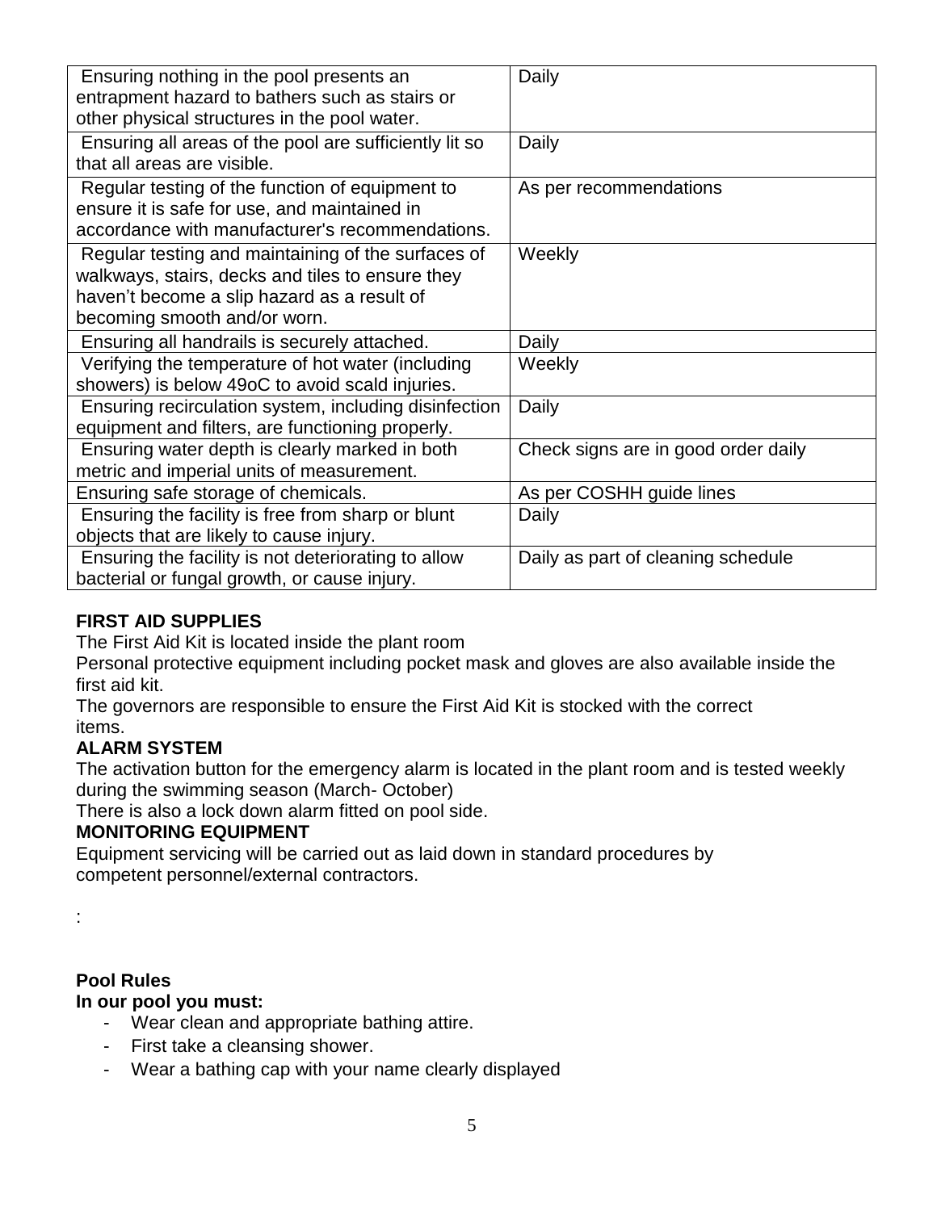| | |
|---|---|
| Ensuring nothing in the pool presents an entrapment hazard to bathers such as stairs or other physical structures in the pool water. | Daily |
| Ensuring all areas of the pool are sufficiently lit so that all areas are visible. | Daily |
| Regular testing of the function of equipment to ensure it is safe for use, and maintained in accordance with manufacturer's recommendations. | As per recommendations |
| Regular testing and maintaining of the surfaces of walkways, stairs, decks and tiles to ensure they haven't become a slip hazard as a result of becoming smooth and/or worn. | Weekly |
| Ensuring all handrails is securely attached. | Daily |
| Verifying the temperature of hot water (including showers) is below 49oC to avoid scald injuries. | Weekly |
| Ensuring recirculation system, including disinfection equipment and filters, are functioning properly. | Daily |
| Ensuring water depth is clearly marked in both metric and imperial units of measurement. | Check signs are in good order daily |
| Ensuring safe storage of chemicals. | As per COSHH guide lines |
| Ensuring the facility is free from sharp or blunt objects that are likely to cause injury. | Daily |
| Ensuring the facility is not deteriorating to allow bacterial or fungal growth, or cause injury. | Daily as part of cleaning schedule |

**FIRST AID SUPPLIES**

The First Aid Kit is located inside the plant room

Personal protective equipment including pocket mask and gloves are also available inside the first aid kit.

The governors are responsible to ensure the First Aid Kit is stocked with the correct items.

**ALARM SYSTEM**

The activation button for the emergency alarm is located in the plant room and is tested weekly during the swimming season (March- October)

There is also a lock down alarm fitted on pool side.

**MONITORING EQUIPMENT**

Equipment servicing will be carried out as laid down in standard procedures by competent personnel/external contractors.

:

**Pool Rules**

**In our pool you must:**

- Wear clean and appropriate bathing attire.
- First take a cleansing shower.
- Wear a bathing cap with your name clearly displayed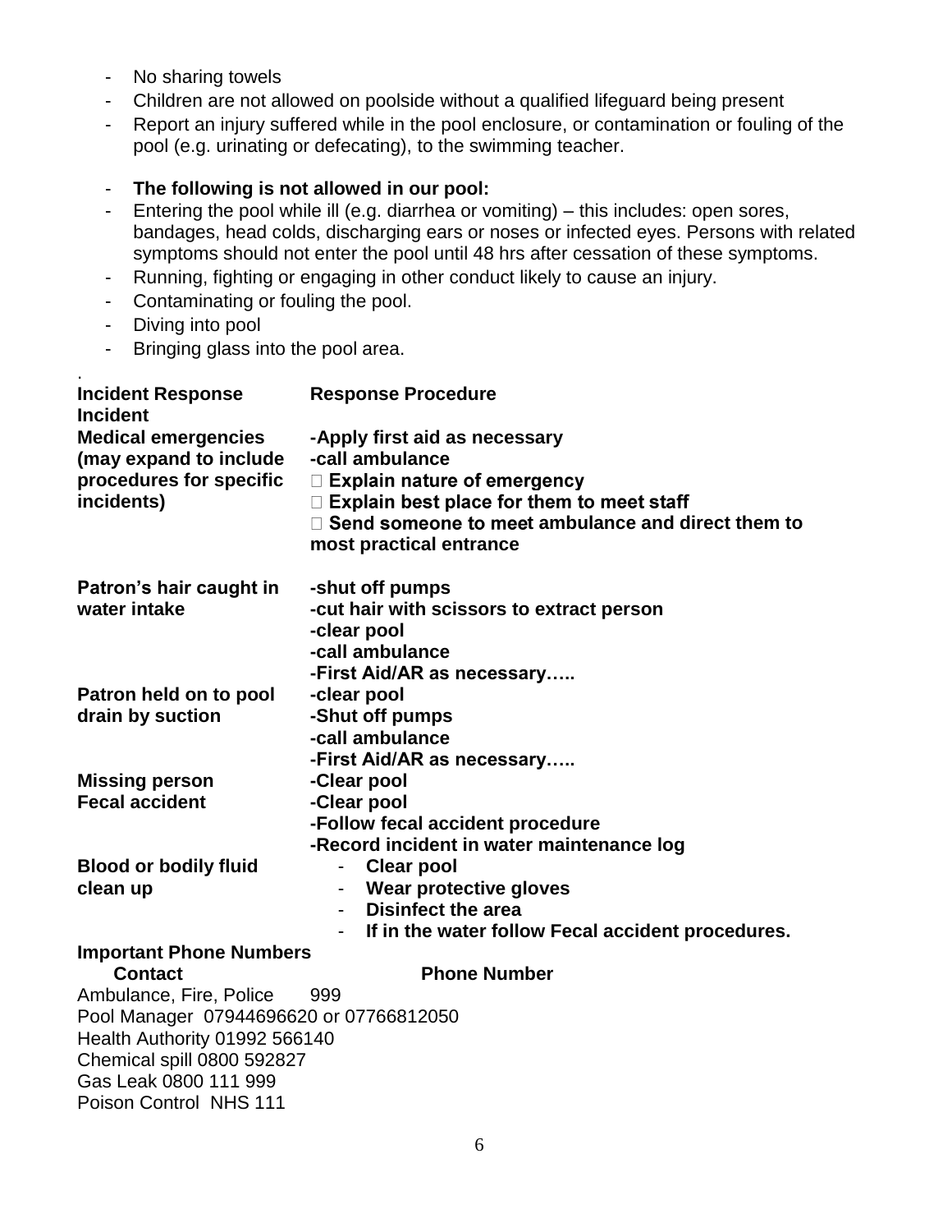- No sharing towels
- Children are not allowed on poolside without a qualified lifeguard being present
- Report an injury suffered while in the pool enclosure, or contamination or fouling of the pool (e.g. urinating or defecating), to the swimming teacher.

- **The following is not allowed in our pool:**
- Entering the pool while ill (e.g. diarrhea or vomiting) – this includes: open sores, bandages, head colds, discharging ears or noses or infected eyes. Persons with related symptoms should not enter the pool until 48 hrs after cessation of these symptoms.
- Running, fighting or engaging in other conduct likely to cause an injury.
- Contaminating or fouling the pool.
- Diving into pool
- Bringing glass into the pool area.

.

| Incident Response Incident | Response Procedure |
|---|---|
| **Medical emergencies (may expand to include procedures for specific incidents)** | **-Apply first aid as necessary**<br>**-call ambulance**<br>**Explain nature of emergency**<br>**Explain best place for them to meet staff**<br>**Send someone to meet ambulance and direct them to most practical entrance** |
| **Patron's hair caught in water intake** | **-shut off pumps**<br>**-cut hair with scissors to extract person**<br>**-clear pool**<br>**-call ambulance**<br>**-First Aid/AR as necessary…..** |
| **Patron held on to pool drain by suction** | **-clear pool**<br>**-Shut off pumps**<br>**-call ambulance**<br>**-First Aid/AR as necessary…..** |
| **Missing person** | **-Clear pool** |
| **Fecal accident** | **-Clear pool**<br>**-Follow fecal accident procedure**<br>**-Record incident in water maintenance log** |
| **Blood or bodily fluid clean up** | - **Clear pool**<br>- **Wear protective gloves**<br>- **Disinfect the area**<br>- **If in the water follow Fecal accident procedures.** |

**Important Phone Numbers**

| Contact | Phone Number |
|---|---|
| Ambulance, Fire, Police | 999 |
| Pool Manager | 07944696620 or 07766812050 |
| Health Authority | 01992 566140 |
| Chemical spill | 0800 592827 |
| Gas Leak | 0800 111 999 |
| Poison Control | NHS 111 |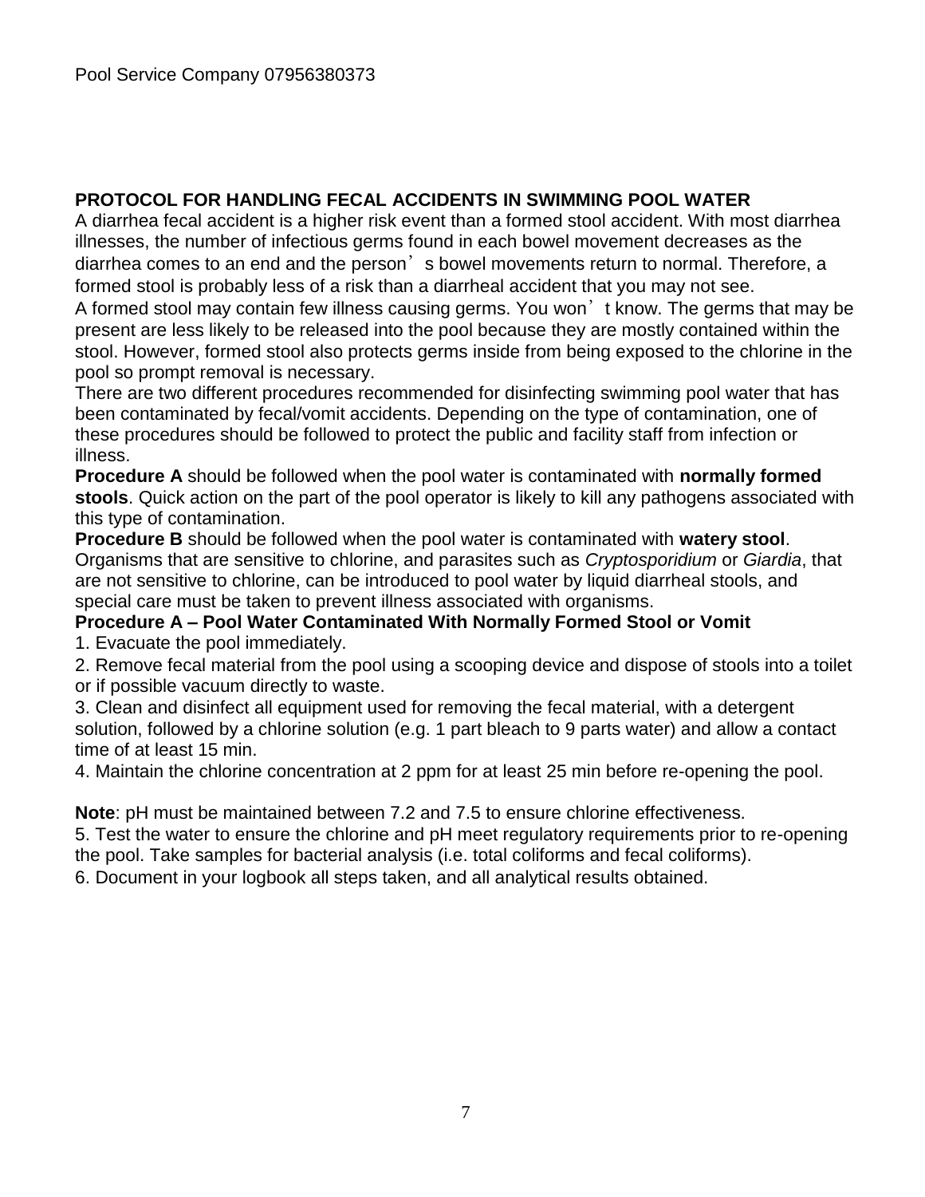Pool Service Company 07956380373

**PROTOCOL FOR HANDLING FECAL ACCIDENTS IN SWIMMING POOL WATER**

A diarrhea fecal accident is a higher risk event than a formed stool accident. With most diarrhea illnesses, the number of infectious germs found in each bowel movement decreases as the diarrhea comes to an end and the person’s bowel movements return to normal. Therefore, a formed stool is probably less of a risk than a diarrheal accident that you may not see.

A formed stool may contain few illness causing germs. You won’t know. The germs that may be present are less likely to be released into the pool because they are mostly contained within the stool. However, formed stool also protects germs inside from being exposed to the chlorine in the pool so prompt removal is necessary.

There are two different procedures recommended for disinfecting swimming pool water that has been contaminated by fecal/vomit accidents. Depending on the type of contamination, one of these procedures should be followed to protect the public and facility staff from infection or illness.

**Procedure A** should be followed when the pool water is contaminated with **normally formed stools**. Quick action on the part of the pool operator is likely to kill any pathogens associated with this type of contamination.

**Procedure B** should be followed when the pool water is contaminated with **watery stool**. Organisms that are sensitive to chlorine, and parasites such as *Cryptosporidium* or *Giardia*, that are not sensitive to chlorine, can be introduced to pool water by liquid diarrheal stools, and special care must be taken to prevent illness associated with organisms.

**Procedure A – Pool Water Contaminated With Normally Formed Stool or Vomit**

1. Evacuate the pool immediately.
2. Remove fecal material from the pool using a scooping device and dispose of stools into a toilet or if possible vacuum directly to waste.
3. Clean and disinfect all equipment used for removing the fecal material, with a detergent solution, followed by a chlorine solution (e.g. 1 part bleach to 9 parts water) and allow a contact time of at least 15 min.
4. Maintain the chlorine concentration at 2 ppm for at least 25 min before re-opening the pool.

**Note**: pH must be maintained between 7.2 and 7.5 to ensure chlorine effectiveness.

5. Test the water to ensure the chlorine and pH meet regulatory requirements prior to re-opening the pool. Take samples for bacterial analysis (i.e. total coliforms and fecal coliforms).
6. Document in your logbook all steps taken, and all analytical results obtained.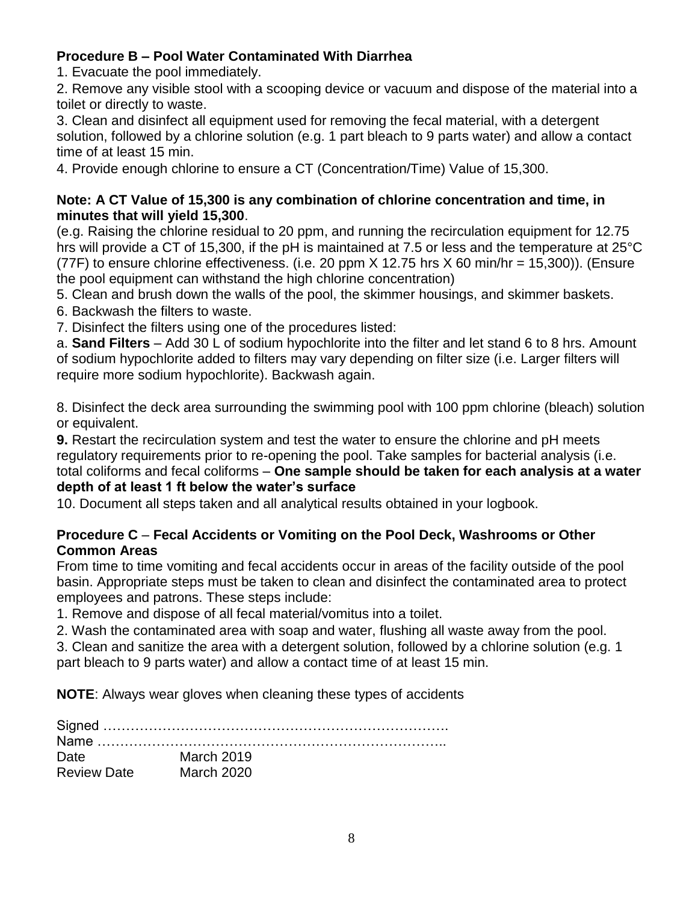**Procedure B – Pool Water Contaminated With Diarrhea**

1. Evacuate the pool immediately.
2. Remove any visible stool with a scooping device or vacuum and dispose of the material into a toilet or directly to waste.
3. Clean and disinfect all equipment used for removing the fecal material, with a detergent solution, followed by a chlorine solution (e.g. 1 part bleach to 9 parts water) and allow a contact time of at least 15 min.
4. Provide enough chlorine to ensure a CT (Concentration/Time) Value of 15,300.

**Note: A CT Value of 15,300 is any combination of chlorine concentration and time, in minutes that will yield 15,300**.

(e.g. Raising the chlorine residual to 20 ppm, and running the recirculation equipment for 12.75 hrs will provide a CT of 15,300, if the pH is maintained at 7.5 or less and the temperature at 25°C (77F) to ensure chlorine effectiveness. (i.e. 20 ppm X 12.75 hrs X 60 min/hr = 15,300)). (Ensure the pool equipment can withstand the high chlorine concentration)

5. Clean and brush down the walls of the pool, the skimmer housings, and skimmer baskets.
6. Backwash the filters to waste.
7. Disinfect the filters using one of the procedures listed:

a. **Sand Filters** – Add 30 L of sodium hypochlorite into the filter and let stand 6 to 8 hrs. Amount of sodium hypochlorite added to filters may vary depending on filter size (i.e. Larger filters will require more sodium hypochlorite). Backwash again.

8. Disinfect the deck area surrounding the swimming pool with 100 ppm chlorine (bleach) solution or equivalent.
9. Restart the recirculation system and test the water to ensure the chlorine and pH meets regulatory requirements prior to re-opening the pool. Take samples for bacterial analysis (i.e. total coliforms and fecal coliforms – **One sample should be taken for each analysis at a water depth of at least 1 ft below the water's surface**
10. Document all steps taken and all analytical results obtained in your logbook.

**Procedure C – Fecal Accidents or Vomiting on the Pool Deck, Washrooms or Other Common Areas**

From time to time vomiting and fecal accidents occur in areas of the facility outside of the pool basin. Appropriate steps must be taken to clean and disinfect the contaminated area to protect employees and patrons. These steps include:

1. Remove and dispose of all fecal material/vomitus into a toilet.
2. Wash the contaminated area with soap and water, flushing all waste away from the pool.
3. Clean and sanitize the area with a detergent solution, followed by a chlorine solution (e.g. 1 part bleach to 9 parts water) and allow a contact time of at least 15 min.

**NOTE**: Always wear gloves when cleaning these types of accidents

Signed …………………………………………………………………

Name ………………………………………………………………….

Date March 2019

Review Date March 2020